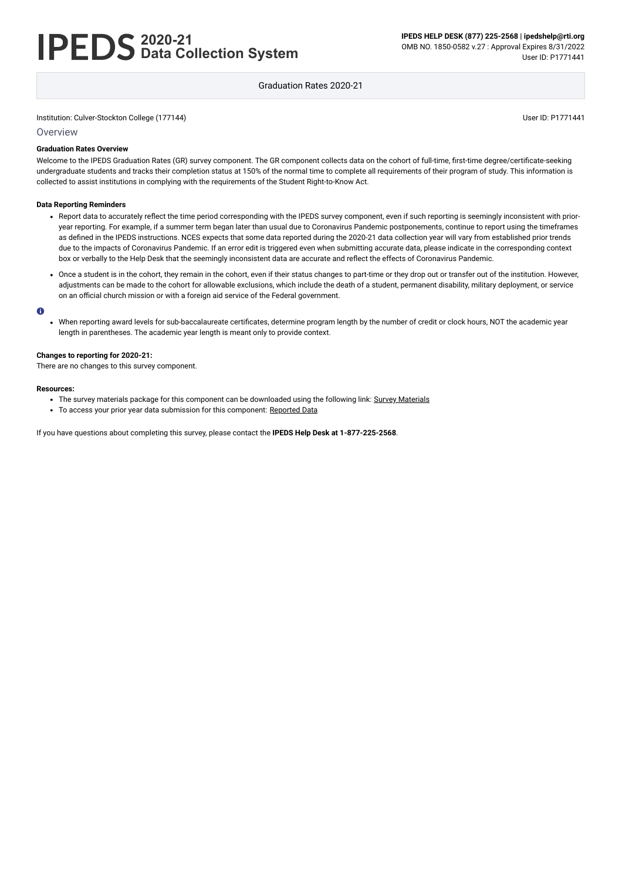# IPEDS 2020-21 Data Collection System

**IPEDS HELP DESK (877) 225-2568 | ipedshelp@rti.org**
OMB NO. 1850-0582 v.27 : Approval Expires 8/31/2022
User ID: P1771441

Graduation Rates 2020-21

Institution: Culver-Stockton College (177144)

User ID: P1771441

## Overview

**Graduation Rates Overview**

Welcome to the IPEDS Graduation Rates (GR) survey component. The GR component collects data on the cohort of full-time, first-time degree/certificate-seeking undergraduate students and tracks their completion status at 150% of the normal time to complete all requirements of their program of study. This information is collected to assist institutions in complying with the requirements of the Student Right-to-Know Act.

**Data Reporting Reminders**

- Report data to accurately reflect the time period corresponding with the IPEDS survey component, even if such reporting is seemingly inconsistent with prior-year reporting. For example, if a summer term began later than usual due to Coronavirus Pandemic postponements, continue to report using the timeframes as defined in the IPEDS instructions. NCES expects that some data reported during the 2020-21 data collection year will vary from established prior trends due to the impacts of Coronavirus Pandemic. If an error edit is triggered even when submitting accurate data, please indicate in the corresponding context box or verbally to the Help Desk that the seemingly inconsistent data are accurate and reflect the effects of Coronavirus Pandemic.
- Once a student is in the cohort, they remain in the cohort, even if their status changes to part-time or they drop out or transfer out of the institution. However, adjustments can be made to the cohort for allowable exclusions, which include the death of a student, permanent disability, military deployment, or service on an official church mission or with a foreign aid service of the Federal government.

- When reporting award levels for sub-baccalaureate certificates, determine program length by the number of credit or clock hours, NOT the academic year length in parentheses. The academic year length is meant only to provide context.

**Changes to reporting for 2020-21:**

There are no changes to this survey component.

**Resources:**

- The survey materials package for this component can be downloaded using the following link: Survey Materials
- To access your prior year data submission for this component: Reported Data

If you have questions about completing this survey, please contact the **IPEDS Help Desk at 1-877-225-2568**.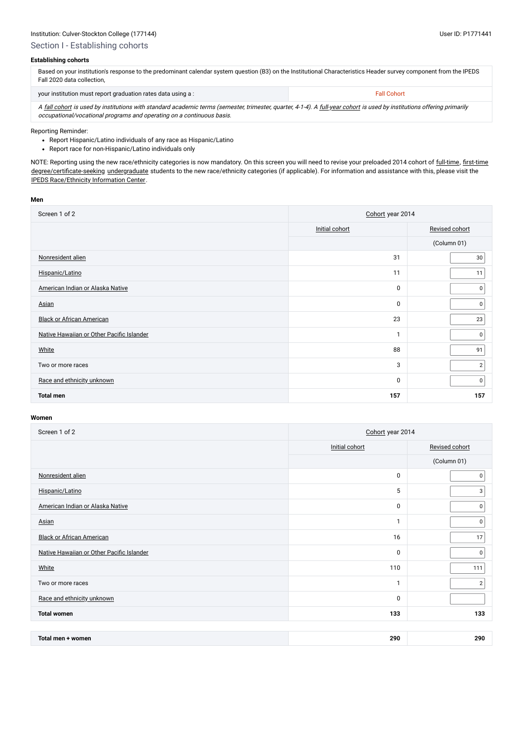Institution: Culver-Stockton College (177144)

User ID: P1771441

## Section I - Establishing cohorts

### Establishing cohorts

| | |
|---|---|
| Based on your institution's response to the predominant calendar system question (B3) on the Institutional Characteristics Header survey component from the IPEDS Fall 2020 data collection, | |
| your institution must report graduation rates data using a : | Fall Cohort |
| *A fall cohort is used by institutions with standard academic terms (semester, trimester, quarter, 4-1-4). A full-year cohort is used by institutions offering primarily occupational/vocational programs and operating on a continuous basis.* | |

Reporting Reminder:

- Report Hispanic/Latino individuals of any race as Hispanic/Latino
- Report race for non-Hispanic/Latino individuals only

NOTE: Reporting using the new race/ethnicity categories is now mandatory. On this screen you will need to revise your preloaded 2014 cohort of full-time, first-time degree/certificate-seeking undergraduate students to the new race/ethnicity categories (if applicable). For information and assistance with this, please visit the IPEDS Race/Ethnicity Information Center.

### Men

| Screen 1 of 2 | Cohort year 2014 | |
|---|---|---|
| | Initial cohort | Revised cohort |
| | | (Column 01) |
| Nonresident alien | 31 | 30 |
| Hispanic/Latino | 11 | 11 |
| American Indian or Alaska Native | 0 | 0 |
| Asian | 0 | 0 |
| Black or African American | 23 | 23 |
| Native Hawaiian or Other Pacific Islander | 1 | 0 |
| White | 88 | 91 |
| Two or more races | 3 | 2 |
| Race and ethnicity unknown | 0 | 0 |
| **Total men** | **157** | **157** |

### Women

| Screen 1 of 2 | Cohort year 2014 | |
|---|---|---|
| | Initial cohort | Revised cohort |
| | | (Column 01) |
| Nonresident alien | 0 | 0 |
| Hispanic/Latino | 5 | 3 |
| American Indian or Alaska Native | 0 | 0 |
| Asian | 1 | 0 |
| Black or African American | 16 | 17 |
| Native Hawaiian or Other Pacific Islander | 0 | 0 |
| White | 110 | 111 |
| Two or more races | 1 | 2 |
| Race and ethnicity unknown | 0 | |
| **Total women** | **133** | **133** |

| | | |
|---|---|---|
| **Total men + women** | **290** | **290** |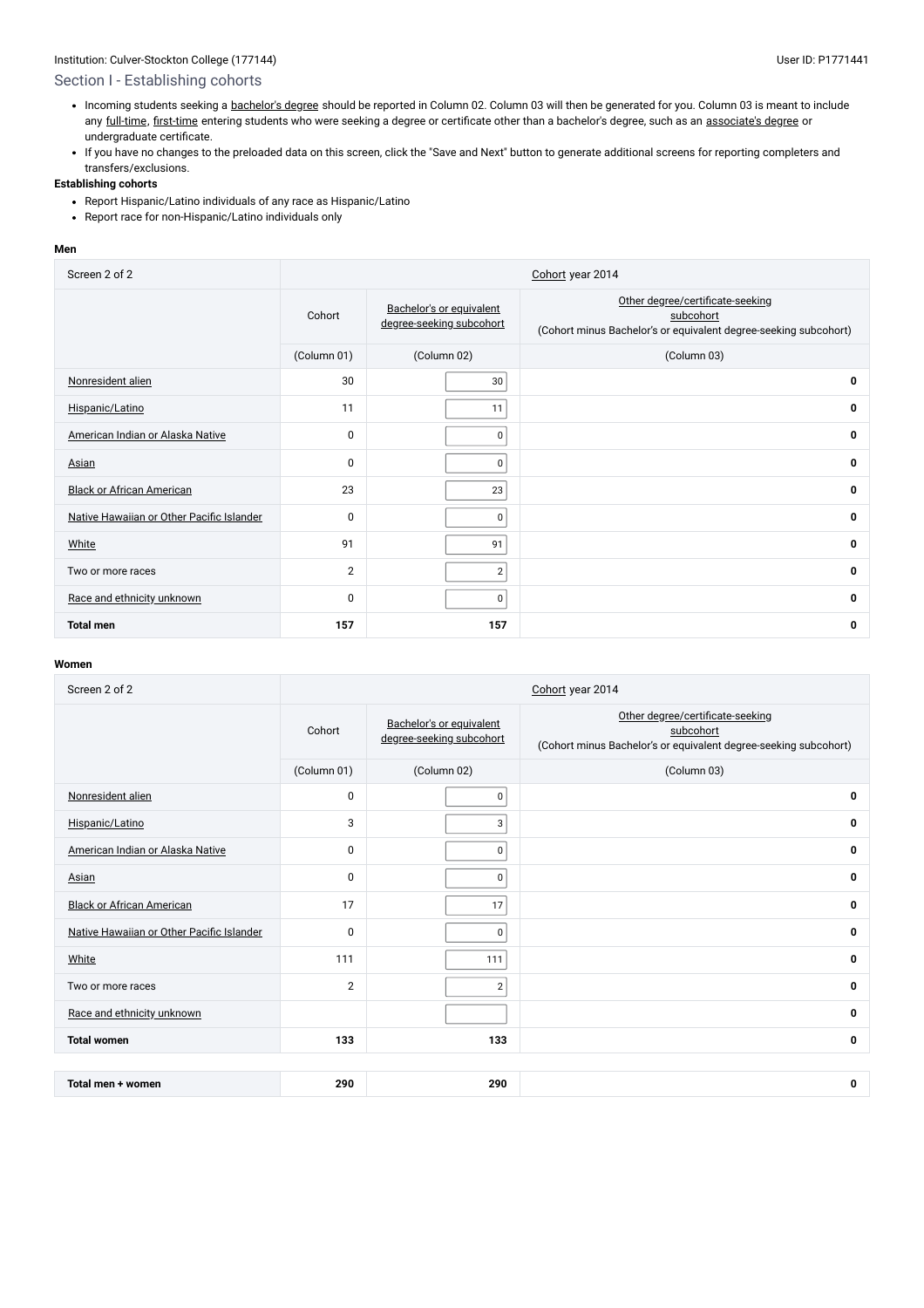Institution: Culver-Stockton College (177144)

User ID: P1771441

## Section I - Establishing cohorts

- Incoming students seeking a bachelor's degree should be reported in Column 02. Column 03 will then be generated for you. Column 03 is meant to include any full-time, first-time entering students who were seeking a degree or certificate other than a bachelor's degree, such as an associate's degree or undergraduate certificate.
- If you have no changes to the preloaded data on this screen, click the "Save and Next" button to generate additional screens for reporting completers and transfers/exclusions.

**Establishing cohorts**

- Report Hispanic/Latino individuals of any race as Hispanic/Latino
- Report race for non-Hispanic/Latino individuals only

**Men**

| Screen 2 of 2 | Cohort year 2014 | | |
|---|---|---|---|
| | Cohort | Bachelor's or equivalent degree-seeking subcohort | Other degree/certificate-seeking subcohort (Cohort minus Bachelor's or equivalent degree-seeking subcohort) |
| | (Column 01) | (Column 02) | (Column 03) |
| Nonresident alien | 30 | 30 | **0** |
| Hispanic/Latino | 11 | 11 | **0** |
| American Indian or Alaska Native | 0 | 0 | **0** |
| Asian | 0 | 0 | **0** |
| Black or African American | 23 | 23 | **0** |
| Native Hawaiian or Other Pacific Islander | 0 | 0 | **0** |
| White | 91 | 91 | **0** |
| Two or more races | 2 | 2 | **0** |
| Race and ethnicity unknown | 0 | 0 | **0** |
| **Total men** | **157** | **157** | **0** |

**Women**

| Screen 2 of 2 | Cohort year 2014 | | |
|---|---|---|---|
| | Cohort | Bachelor's or equivalent degree-seeking subcohort | Other degree/certificate-seeking subcohort (Cohort minus Bachelor's or equivalent degree-seeking subcohort) |
| | (Column 01) | (Column 02) | (Column 03) |
| Nonresident alien | 0 | 0 | **0** |
| Hispanic/Latino | 3 | 3 | **0** |
| American Indian or Alaska Native | 0 | 0 | **0** |
| Asian | 0 | 0 | **0** |
| Black or African American | 17 | 17 | **0** |
| Native Hawaiian or Other Pacific Islander | 0 | 0 | **0** |
| White | 111 | 111 | **0** |
| Two or more races | 2 | 2 | **0** |
| Race and ethnicity unknown | | | **0** |
| **Total women** | **133** | **133** | **0** |

| | | | |
|---|---|---|---|
| **Total men + women** | **290** | **290** | **0** |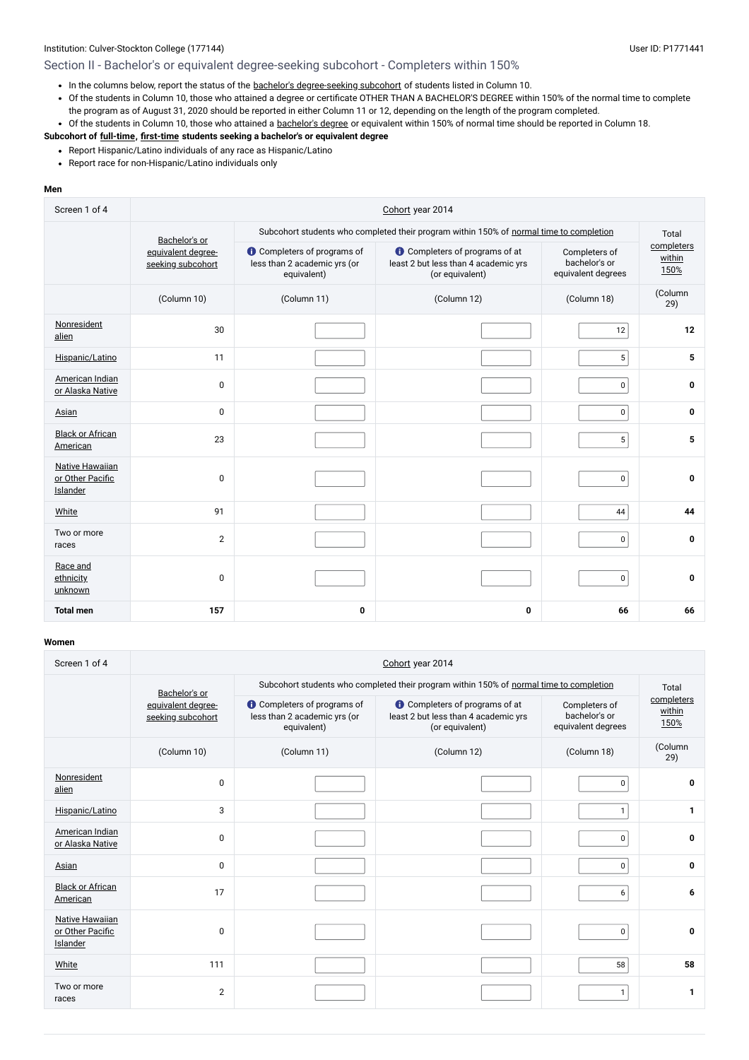Institution: Culver-Stockton College (177144)

User ID: P1771441

## Section II - Bachelor's or equivalent degree-seeking subcohort - Completers within 150%

- In the columns below, report the status of the bachelor's degree-seeking subcohort of students listed in Column 10.
- Of the students in Column 10, those who attained a degree or certificate OTHER THAN A BACHELOR'S DEGREE within 150% of the normal time to complete the program as of August 31, 2020 should be reported in either Column 11 or 12, depending on the length of the program completed.
- Of the students in Column 10, those who attained a bachelor's degree or equivalent within 150% of normal time should be reported in Column 18.

**Subcohort of full-time, first-time students seeking a bachelor's or equivalent degree**

- Report Hispanic/Latino individuals of any race as Hispanic/Latino
- Report race for non-Hispanic/Latino individuals only

**Men**

| Screen 1 of 4 | Cohort year 2014 | | | | |
|---|---|---|---|---|---|
| | Bachelor's or equivalent degree-seeking subcohort | Subcohort students who completed their program within 150% of normal time to completion | | | Total completers within 150% |
| | | Completers of programs of less than 2 academic yrs (or equivalent) | Completers of programs of at least 2 but less than 4 academic yrs (or equivalent) | Completers of bachelor's or equivalent degrees | |
| | (Column 10) | (Column 11) | (Column 12) | (Column 18) | (Column 29) |
| Nonresident alien | 30 | | | 12 | **12** |
| Hispanic/Latino | 11 | | | 5 | **5** |
| American Indian or Alaska Native | 0 | | | 0 | **0** |
| Asian | 0 | | | 0 | **0** |
| Black or African American | 23 | | | 5 | **5** |
| Native Hawaiian or Other Pacific Islander | 0 | | | 0 | **0** |
| White | 91 | | | 44 | **44** |
| Two or more races | 2 | | | 0 | **0** |
| Race and ethnicity unknown | 0 | | | 0 | **0** |
| **Total men** | **157** | **0** | **0** | **66** | **66** |

**Women**

| Screen 1 of 4 | Cohort year 2014 | | | | |
|---|---|---|---|---|---|
| | Bachelor's or equivalent degree-seeking subcohort | Subcohort students who completed their program within 150% of normal time to completion | | | Total completers within 150% |
| | | Completers of programs of less than 2 academic yrs (or equivalent) | Completers of programs of at least 2 but less than 4 academic yrs (or equivalent) | Completers of bachelor's or equivalent degrees | |
| | (Column 10) | (Column 11) | (Column 12) | (Column 18) | (Column 29) |
| Nonresident alien | 0 | | | 0 | **0** |
| Hispanic/Latino | 3 | | | 1 | **1** |
| American Indian or Alaska Native | 0 | | | 0 | **0** |
| Asian | 0 | | | 0 | **0** |
| Black or African American | 17 | | | 6 | **6** |
| Native Hawaiian or Other Pacific Islander | 0 | | | 0 | **0** |
| White | 111 | | | 58 | **58** |
| Two or more races | 2 | | | 1 | **1** |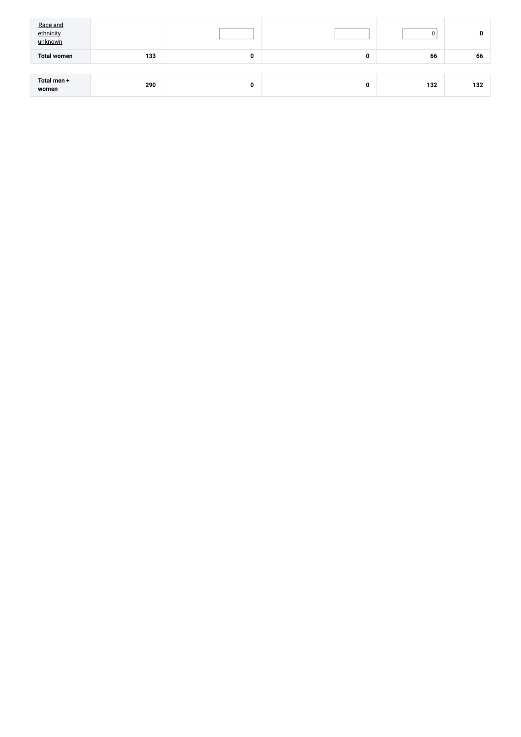| | | | | | |
|---|---|---|---|---|---|
| Race and ethnicity unknown | | | | 0 | **0** |
| **Total women** | **133** | **0** | **0** | **66** | **66** |
| **Total men + women** | **290** | **0** | **0** | **132** | **132** |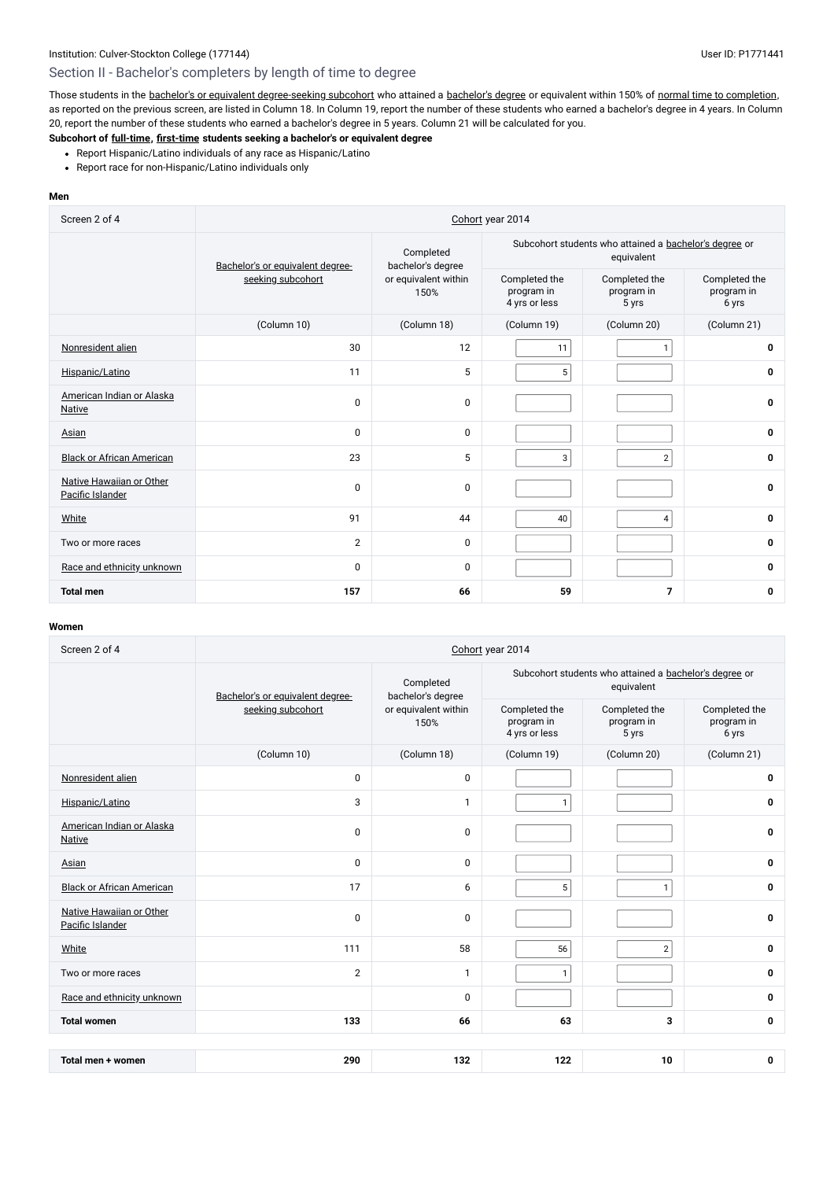Institution: Culver-Stockton College (177144)

User ID: P1771441

## Section II - Bachelor's completers by length of time to degree

Those students in the bachelor's or equivalent degree-seeking subcohort who attained a bachelor's degree or equivalent within 150% of normal time to completion, as reported on the previous screen, are listed in Column 18. In Column 19, report the number of these students who earned a bachelor's degree in 4 years. In Column 20, report the number of these students who earned a bachelor's degree in 5 years. Column 21 will be calculated for you.

**Subcohort of full-time, first-time students seeking a bachelor's or equivalent degree**

- Report Hispanic/Latino individuals of any race as Hispanic/Latino
- Report race for non-Hispanic/Latino individuals only

**Men**

| Screen 2 of 4 | Cohort year 2014 | | | | |
|---|---|---|---|---|---|
| | Bachelor's or equivalent degree-seeking subcohort | Completed bachelor's degree or equivalent within 150% | Subcohort students who attained a bachelor's degree or equivalent | | |
| | | | Completed the program in 4 yrs or less | Completed the program in 5 yrs | Completed the program in 6 yrs |
| | (Column 10) | (Column 18) | (Column 19) | (Column 20) | (Column 21) |
| Nonresident alien | 30 | 12 | 11 | 1 | 0 |
| Hispanic/Latino | 11 | 5 | 5 | | 0 |
| American Indian or Alaska Native | 0 | 0 | | | 0 |
| Asian | 0 | 0 | | | 0 |
| Black or African American | 23 | 5 | 3 | 2 | 0 |
| Native Hawaiian or Other Pacific Islander | 0 | 0 | | | 0 |
| White | 91 | 44 | 40 | 4 | 0 |
| Two or more races | 2 | 0 | | | 0 |
| Race and ethnicity unknown | 0 | 0 | | | 0 |
| **Total men** | **157** | **66** | **59** | **7** | **0** |

**Women**

| Screen 2 of 4 | Cohort year 2014 | | | | |
|---|---|---|---|---|---|
| | Bachelor's or equivalent degree-seeking subcohort | Completed bachelor's degree or equivalent within 150% | Subcohort students who attained a bachelor's degree or equivalent | | |
| | | | Completed the program in 4 yrs or less | Completed the program in 5 yrs | Completed the program in 6 yrs |
| | (Column 10) | (Column 18) | (Column 19) | (Column 20) | (Column 21) |
| Nonresident alien | 0 | 0 | | | 0 |
| Hispanic/Latino | 3 | 1 | 1 | | 0 |
| American Indian or Alaska Native | 0 | 0 | | | 0 |
| Asian | 0 | 0 | | | 0 |
| Black or African American | 17 | 6 | 5 | 1 | 0 |
| Native Hawaiian or Other Pacific Islander | 0 | 0 | | | 0 |
| White | 111 | 58 | 56 | 2 | 0 |
| Two or more races | 2 | 1 | 1 | | 0 |
| Race and ethnicity unknown | | 0 | | | 0 |
| **Total women** | **133** | **66** | **63** | **3** | **0** |

| | | | | | |
|---|---|---|---|---|---|
| **Total men + women** | **290** | **132** | **122** | **10** | **0** |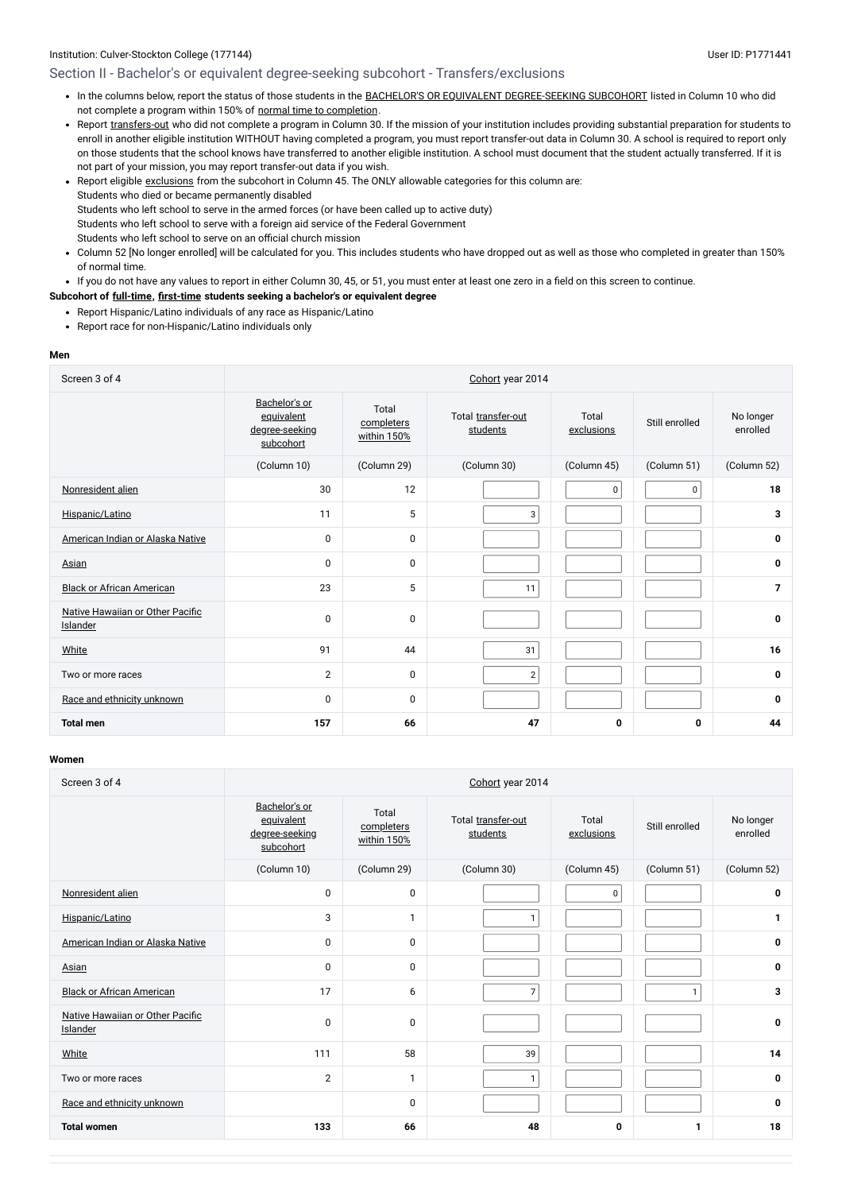Institution: Culver-Stockton College (177144)

User ID: P1771441

## Section II - Bachelor's or equivalent degree-seeking subcohort - Transfers/exclusions

- In the columns below, report the status of those students in the BACHELOR'S OR EQUIVALENT DEGREE-SEEKING SUBCOHORT listed in Column 10 who did not complete a program within 150% of normal time to completion.
- Report transfers-out who did not complete a program in Column 30. If the mission of your institution includes providing substantial preparation for students to enroll in another eligible institution WITHOUT having completed a program, you must report transfer-out data in Column 30. A school is required to report only on those students that the school knows have transferred to another eligible institution. A school must document that the student actually transferred. If it is not part of your mission, you may report transfer-out data if you wish.
- Report eligible exclusions from the subcohort in Column 45. The ONLY allowable categories for this column are:
  Students who died or became permanently disabled
  Students who left school to serve in the armed forces (or have been called up to active duty)
  Students who left school to serve with a foreign aid service of the Federal Government
  Students who left school to serve on an official church mission
- Column 52 [No longer enrolled] will be calculated for you. This includes students who have dropped out as well as those who completed in greater than 150% of normal time.
- If you do not have any values to report in either Column 30, 45, or 51, you must enter at least one zero in a field on this screen to continue.

**Subcohort of full-time, first-time students seeking a bachelor's or equivalent degree**

- Report Hispanic/Latino individuals of any race as Hispanic/Latino
- Report race for non-Hispanic/Latino individuals only

**Men**

| Screen 3 of 4 | Cohort year 2014 | | | | | |
|---|---|---|---|---|---|---|
| | Bachelor's or equivalent degree-seeking subcohort | Total completers within 150% | Total transfer-out students | Total exclusions | Still enrolled | No longer enrolled |
| | (Column 10) | (Column 29) | (Column 30) | (Column 45) | (Column 51) | (Column 52) |
| Nonresident alien | 30 | 12 | | 0 | 0 | **18** |
| Hispanic/Latino | 11 | 5 | 3 | | | **3** |
| American Indian or Alaska Native | 0 | 0 | | | | **0** |
| Asian | 0 | 0 | | | | **0** |
| Black or African American | 23 | 5 | 11 | | | **7** |
| Native Hawaiian or Other Pacific Islander | 0 | 0 | | | | **0** |
| White | 91 | 44 | 31 | | | **16** |
| Two or more races | 2 | 0 | 2 | | | **0** |
| Race and ethnicity unknown | 0 | 0 | | | | **0** |
| **Total men** | **157** | **66** | **47** | **0** | **0** | **44** |

**Women**

| Screen 3 of 4 | Cohort year 2014 | | | | | |
|---|---|---|---|---|---|---|
| | Bachelor's or equivalent degree-seeking subcohort | Total completers within 150% | Total transfer-out students | Total exclusions | Still enrolled | No longer enrolled |
| | (Column 10) | (Column 29) | (Column 30) | (Column 45) | (Column 51) | (Column 52) |
| Nonresident alien | 0 | 0 | | 0 | | **0** |
| Hispanic/Latino | 3 | 1 | 1 | | | **1** |
| American Indian or Alaska Native | 0 | 0 | | | | **0** |
| Asian | 0 | 0 | | | | **0** |
| Black or African American | 17 | 6 | 7 | | 1 | **3** |
| Native Hawaiian or Other Pacific Islander | 0 | 0 | | | | **0** |
| White | 111 | 58 | 39 | | | **14** |
| Two or more races | 2 | 1 | 1 | | | **0** |
| Race and ethnicity unknown | | 0 | | | | **0** |
| **Total women** | **133** | **66** | **48** | **0** | **1** | **18** |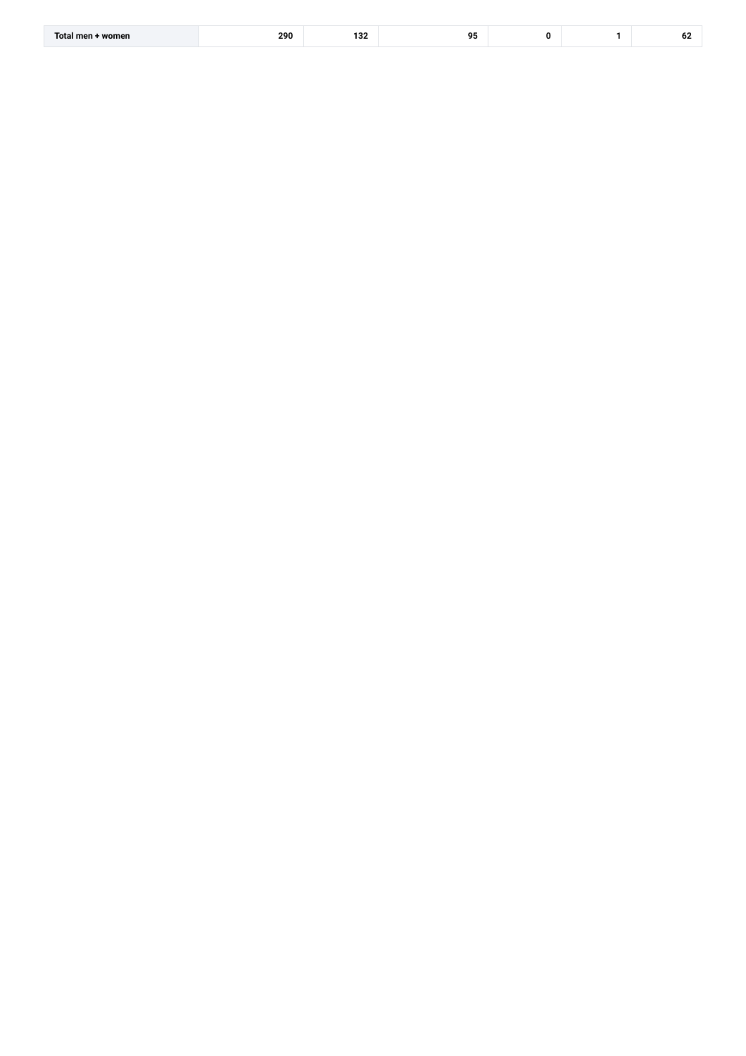| | | | | | | |
|---|---|---|---|---|---|---|
| **Total men + women** | **290** | **132** | **95** | **0** | **1** | **62** |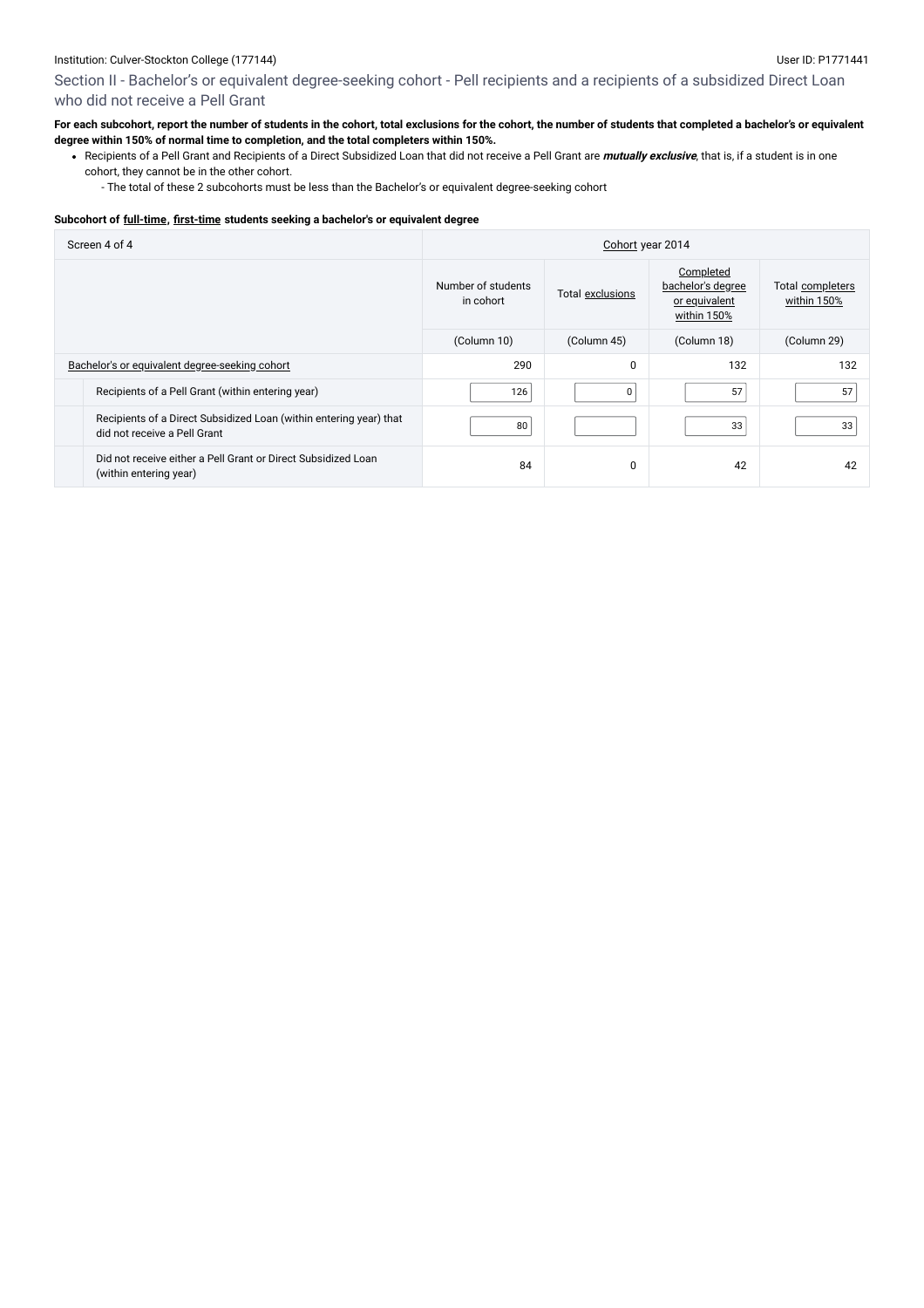Institution: Culver-Stockton College (177144)

User ID: P1771441

## Section II - Bachelor’s or equivalent degree-seeking cohort - Pell recipients and a recipients of a subsidized Direct Loan who did not receive a Pell Grant

**For each subcohort, report the number of students in the cohort, total exclusions for the cohort, the number of students that completed a bachelor’s or equivalent degree within 150% of normal time to completion, and the total completers within 150%.**

- Recipients of a Pell Grant and Recipients of a Direct Subsidized Loan that did not receive a Pell Grant are ***mutually exclusive***, that is, if a student is in one cohort, they cannot be in the other cohort.
  - The total of these 2 subcohorts must be less than the Bachelor’s or equivalent degree-seeking cohort

**Subcohort of full-time, first-time students seeking a bachelor's or equivalent degree**

| Screen 4 of 4 | Cohort year 2014 | | | |
|---|---|---|---|---|
| | Number of students in cohort | Total exclusions | Completed bachelor's degree or equivalent within 150% | Total completers within 150% |
| | (Column 10) | (Column 45) | (Column 18) | (Column 29) |
| Bachelor's or equivalent degree-seeking cohort | 290 | 0 | 132 | 132 |
| Recipients of a Pell Grant (within entering year) | 126 | 0 | 57 | 57 |
| Recipients of a Direct Subsidized Loan (within entering year) that did not receive a Pell Grant | 80 | | 33 | 33 |
| Did not receive either a Pell Grant or Direct Subsidized Loan (within entering year) | 84 | 0 | 42 | 42 |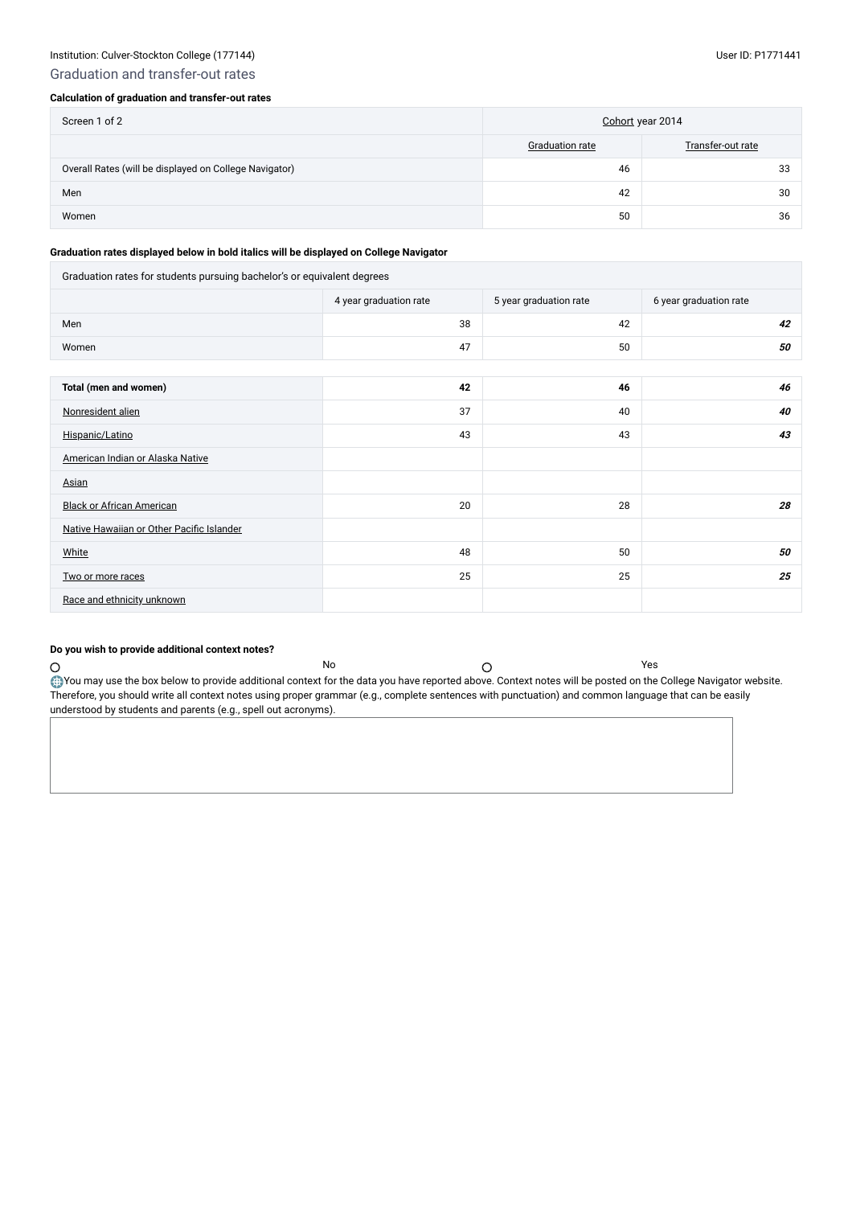Institution: Culver-Stockton College (177144)

User ID: P1771441

## Graduation and transfer-out rates

### Calculation of graduation and transfer-out rates

| Screen 1 of 2 | Cohort year 2014 | |
|---|---|---|
| | Graduation rate | Transfer-out rate |
| Overall Rates (will be displayed on College Navigator) | 46 | 33 |
| Men | 42 | 30 |
| Women | 50 | 36 |

### Graduation rates displayed below in bold italics will be displayed on College Navigator

| Graduation rates for students pursuing bachelor's or equivalent degrees | | | |
|---|---|---|---|
| | 4 year graduation rate | 5 year graduation rate | 6 year graduation rate |
| Men | 38 | 42 | ***42*** |
| Women | 47 | 50 | ***50*** |
| **Total (men and women)** | **42** | **46** | ***46*** |
| Nonresident alien | 37 | 40 | ***40*** |
| Hispanic/Latino | 43 | 43 | ***43*** |
| American Indian or Alaska Native | | | |
| Asian | | | |
| Black or African American | 20 | 28 | ***28*** |
| Native Hawaiian or Other Pacific Islander | | | |
| White | 48 | 50 | ***50*** |
| Two or more races | 25 | 25 | ***25*** |
| Race and ethnicity unknown | | | |

**Do you wish to provide additional context notes?**

○ No ○ Yes

You may use the box below to provide additional context for the data you have reported above. Context notes will be posted on the College Navigator website. Therefore, you should write all context notes using proper grammar (e.g., complete sentences with punctuation) and common language that can be easily understood by students and parents (e.g., spell out acronyms).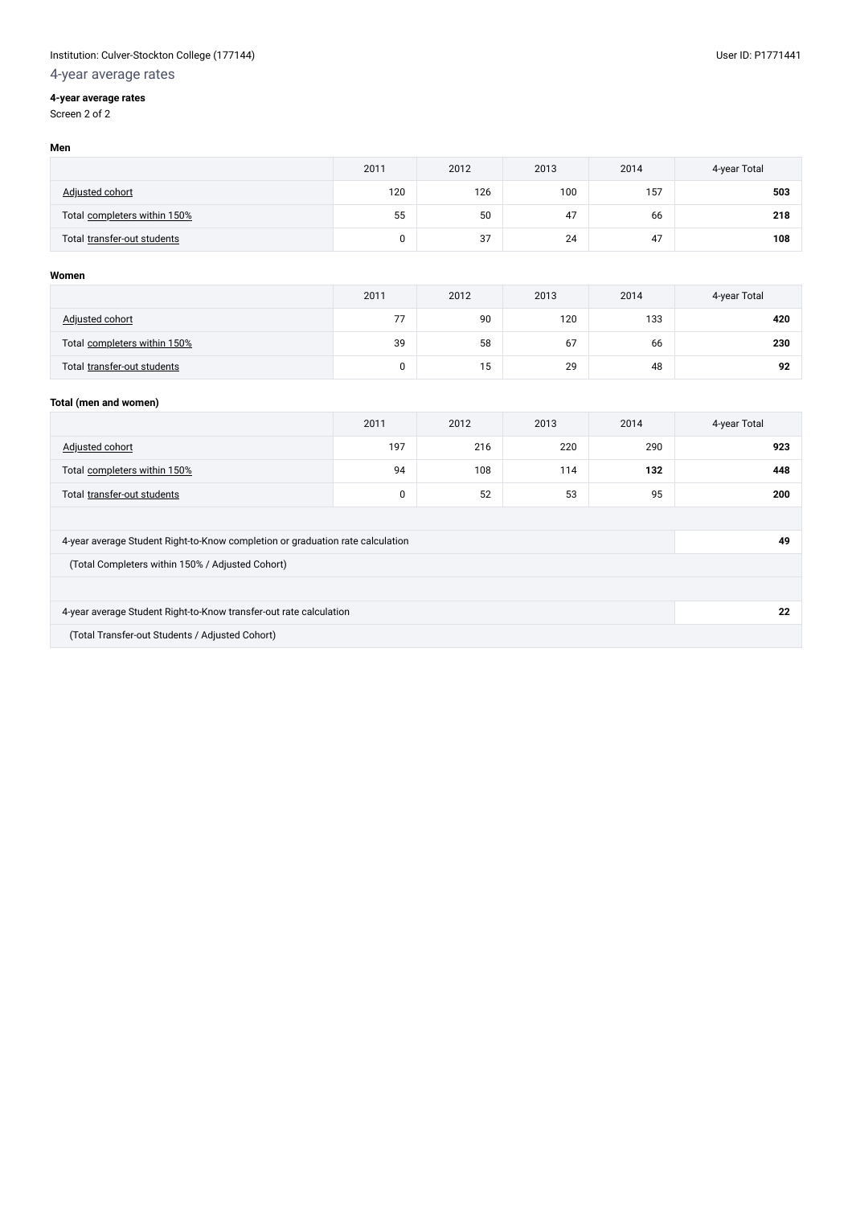## 4-year average rates

**4-year average rates**

Screen 2 of 2

**Men**

| | 2011 | 2012 | 2013 | 2014 | 4-year Total |
|---|---|---|---|---|---|
| Adjusted cohort | 120 | 126 | 100 | 157 | **503** |
| Total completers within 150% | 55 | 50 | 47 | 66 | **218** |
| Total transfer-out students | 0 | 37 | 24 | 47 | **108** |

**Women**

| | 2011 | 2012 | 2013 | 2014 | 4-year Total |
|---|---|---|---|---|---|
| Adjusted cohort | 77 | 90 | 120 | 133 | **420** |
| Total completers within 150% | 39 | 58 | 67 | 66 | **230** |
| Total transfer-out students | 0 | 15 | 29 | 48 | **92** |

**Total (men and women)**

| | 2011 | 2012 | 2013 | 2014 | 4-year Total |
|---|---|---|---|---|---|
| Adjusted cohort | 197 | 216 | 220 | 290 | **923** |
| Total completers within 150% | 94 | 108 | 114 | **132** | **448** |
| Total transfer-out students | 0 | 52 | 53 | 95 | **200** |

| | |
|---|---|
| 4-year average Student Right-to-Know completion or graduation rate calculation | **49** |
| (Total Completers within 150% / Adjusted Cohort) | |
| 4-year average Student Right-to-Know transfer-out rate calculation | **22** |
| (Total Transfer-out Students / Adjusted Cohort) | |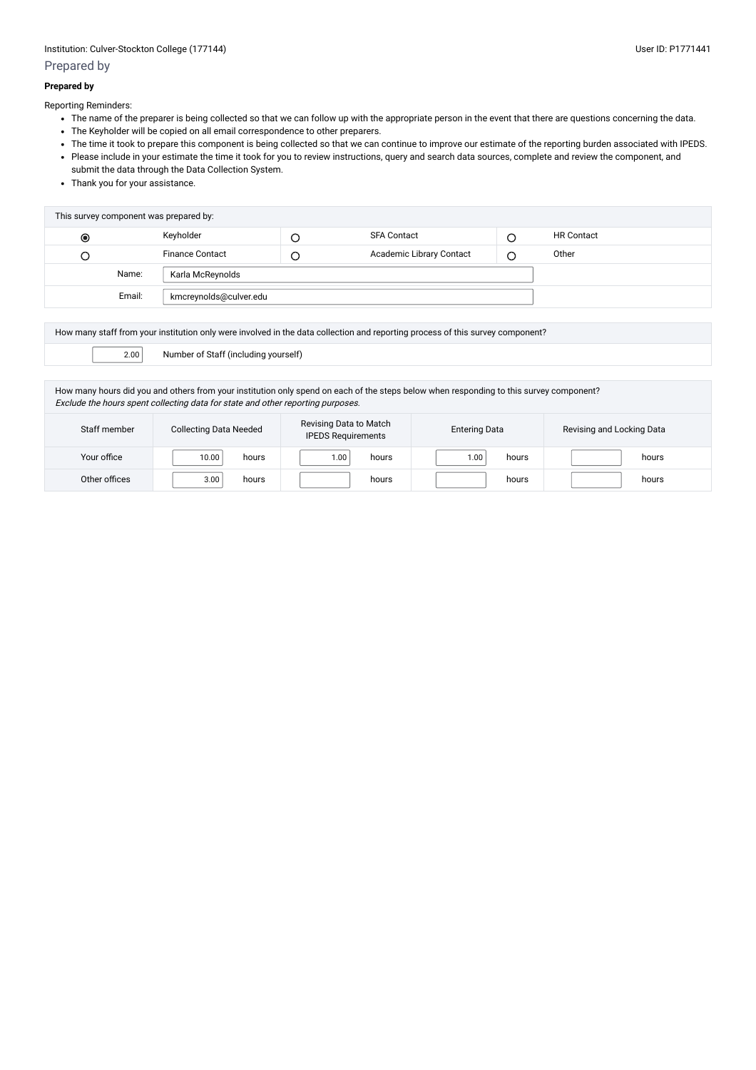Institution: Culver-Stockton College (177144)

User ID: P1771441

## Prepared by

**Prepared by**

Reporting Reminders:

- The name of the preparer is being collected so that we can follow up with the appropriate person in the event that there are questions concerning the data.
- The Keyholder will be copied on all email correspondence to other preparers.
- The time it took to prepare this component is being collected so that we can continue to improve our estimate of the reporting burden associated with IPEDS.
- Please include in your estimate the time it took for you to review instructions, query and search data sources, complete and review the component, and submit the data through the Data Collection System.
- Thank you for your assistance.

| This survey component was prepared by: | | | | | |
|---|---|---|---|---|---|
| ◉ | Keyholder | ○ | SFA Contact | ○ | HR Contact |
| ○ | Finance Contact | ○ | Academic Library Contact | ○ | Other |
| Name: | Karla McReynolds | | | | |
| Email: | kmcreynolds@culver.edu | | | | |

| How many staff from your institution only were involved in the data collection and reporting process of this survey component? | |
|---|---|
| 2.00 | Number of Staff (including yourself) |

How many hours did you and others from your institution only spend on each of the steps below when responding to this survey component?
*Exclude the hours spent collecting data for state and other reporting purposes.*

| Staff member | Collecting Data Needed | Revising Data to Match IPEDS Requirements | Entering Data | Revising and Locking Data |
|---|---|---|---|---|
| Your office | 10.00 hours | 1.00 hours | 1.00 hours | hours |
| Other offices | 3.00 hours | hours | hours | hours |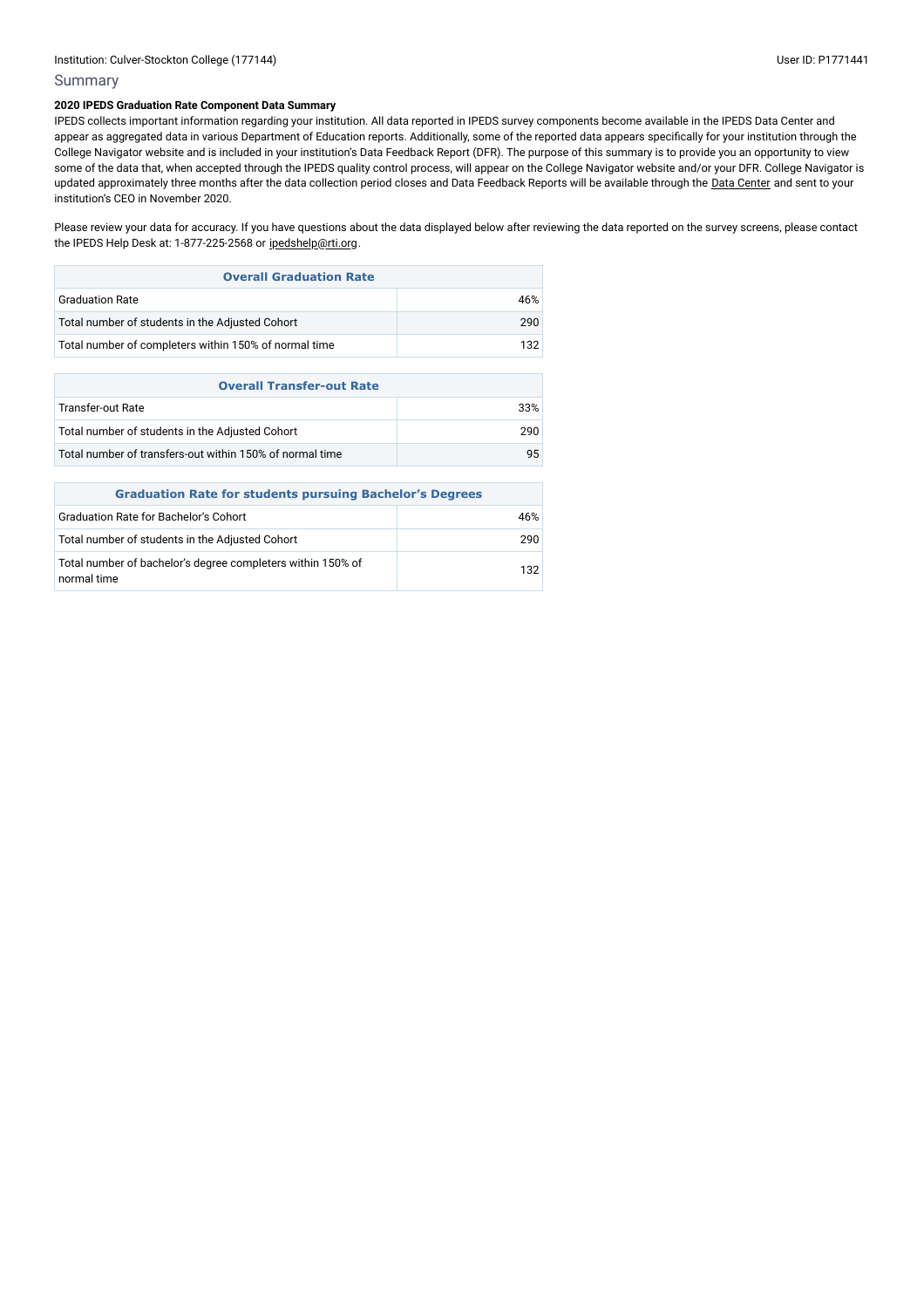Institution: Culver-Stockton College (177144)

User ID: P1771441

## Summary

**2020 IPEDS Graduation Rate Component Data Summary**

IPEDS collects important information regarding your institution. All data reported in IPEDS survey components become available in the IPEDS Data Center and appear as aggregated data in various Department of Education reports. Additionally, some of the reported data appears specifically for your institution through the College Navigator website and is included in your institution's Data Feedback Report (DFR). The purpose of this summary is to provide you an opportunity to view some of the data that, when accepted through the IPEDS quality control process, will appear on the College Navigator website and/or your DFR. College Navigator is updated approximately three months after the data collection period closes and Data Feedback Reports will be available through the Data Center and sent to your institution's CEO in November 2020.

Please review your data for accuracy. If you have questions about the data displayed below after reviewing the data reported on the survey screens, please contact the IPEDS Help Desk at: 1-877-225-2568 or ipedshelp@rti.org.

| Overall Graduation Rate | |
| --- | --- |
| Graduation Rate | 46% |
| Total number of students in the Adjusted Cohort | 290 |
| Total number of completers within 150% of normal time | 132 |

| Overall Transfer-out Rate | |
| --- | --- |
| Transfer-out Rate | 33% |
| Total number of students in the Adjusted Cohort | 290 |
| Total number of transfers-out within 150% of normal time | 95 |

| Graduation Rate for students pursuing Bachelor's Degrees | |
| --- | --- |
| Graduation Rate for Bachelor's Cohort | 46% |
| Total number of students in the Adjusted Cohort | 290 |
| Total number of bachelor's degree completers within 150% of normal time | 132 |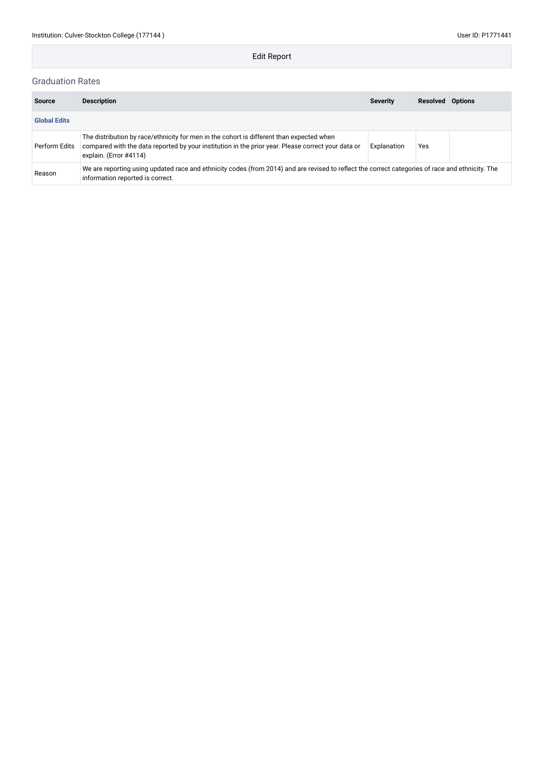Institution: Culver-Stockton College (177144 ) User ID: P1771441

Edit Report

## Graduation Rates

| Source | Description | Severity | Resolved | Options |
|---|---|---|---|---|
| **Global Edits** | | | | |
| Perform Edits | The distribution by race/ethnicity for men in the cohort is different than expected when compared with the data reported by your institution in the prior year. Please correct your data or explain. (Error #4114) | Explanation | Yes | |
| Reason | We are reporting using updated race and ethnicity codes (from 2014) and are revised to reflect the correct categories of race and ethnicity. The information reported is correct. | | | |